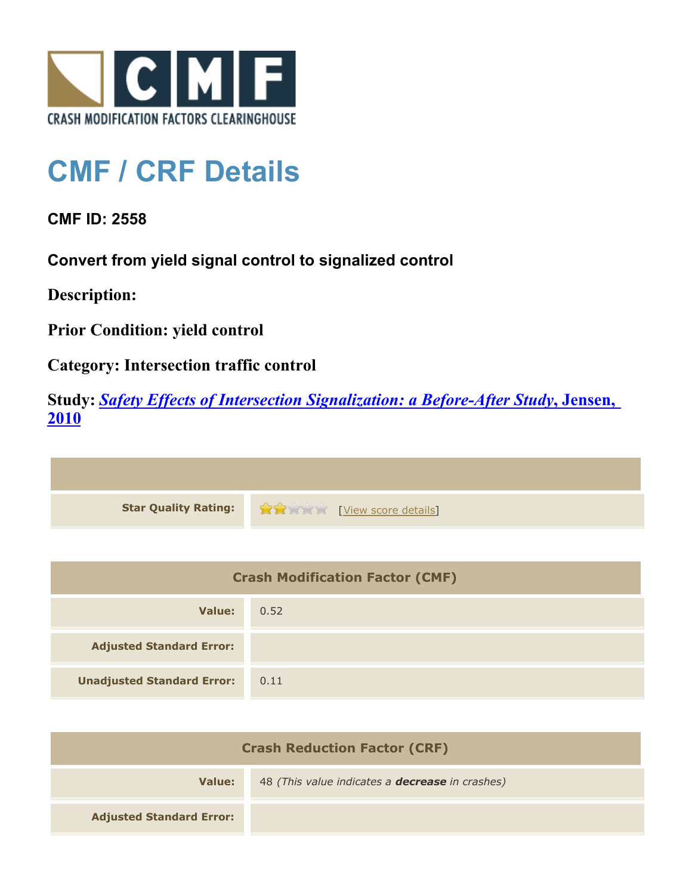CRASH MODIFICATION FACTORS CLEARINGHOUSE

# CMF / CRF Details

**CMF ID: 2558**

**Convert from yield signal control to signalized control**

**Description:**

**Prior Condition: yield control**

**Category: Intersection traffic control**

**Study: *Safety Effects of Intersection Signalization: a Before-After Study*, Jensen, 2010**

| | |
|---|---|
| **Star Quality Rating:** | 2 of 5 stars [View score details] |

| Crash Modification Factor (CMF) | |
|---|---|
| **Value:** | 0.52 |
| **Adjusted Standard Error:** | |
| **Unadjusted Standard Error:** | 0.11 |

| Crash Reduction Factor (CRF) | |
|---|---|
| **Value:** | 48 *(This value indicates a **decrease** in crashes)* |
| **Adjusted Standard Error:** | |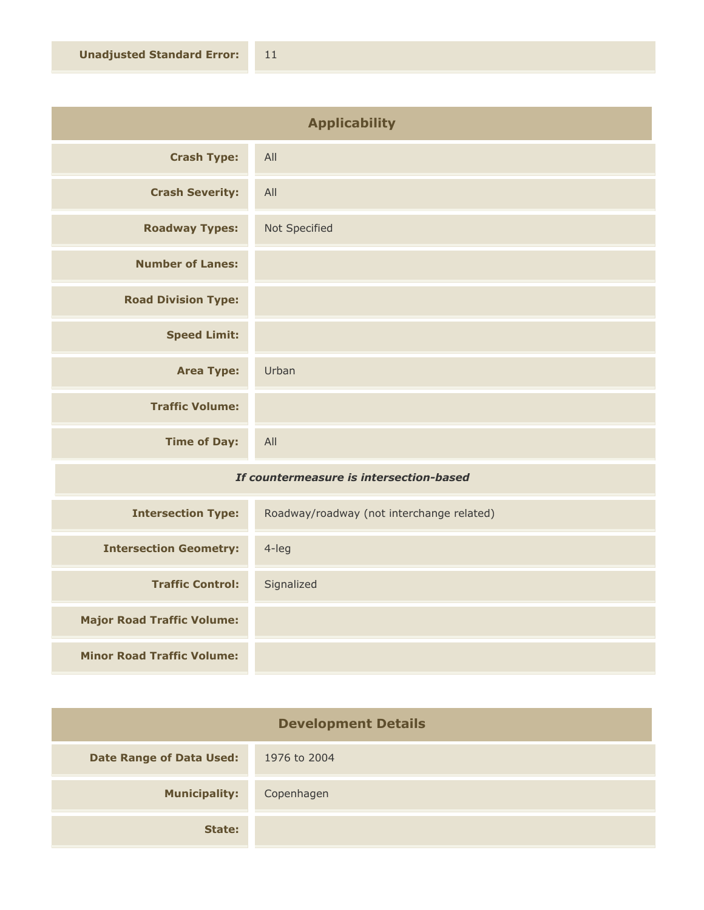| | |
|---|---|
| **Unadjusted Standard Error:** | 11 |

## Applicability

| | |
|---|---|
| **Crash Type:** | All |
| **Crash Severity:** | All |
| **Roadway Types:** | Not Specified |
| **Number of Lanes:** | |
| **Road Division Type:** | |
| **Speed Limit:** | |
| **Area Type:** | Urban |
| **Traffic Volume:** | |
| **Time of Day:** | All |

***If countermeasure is intersection-based***

| | |
|---|---|
| **Intersection Type:** | Roadway/roadway (not interchange related) |
| **Intersection Geometry:** | 4-leg |
| **Traffic Control:** | Signalized |
| **Major Road Traffic Volume:** | |
| **Minor Road Traffic Volume:** | |

## Development Details

| | |
|---|---|
| **Date Range of Data Used:** | 1976 to 2004 |
| **Municipality:** | Copenhagen |
| **State:** | |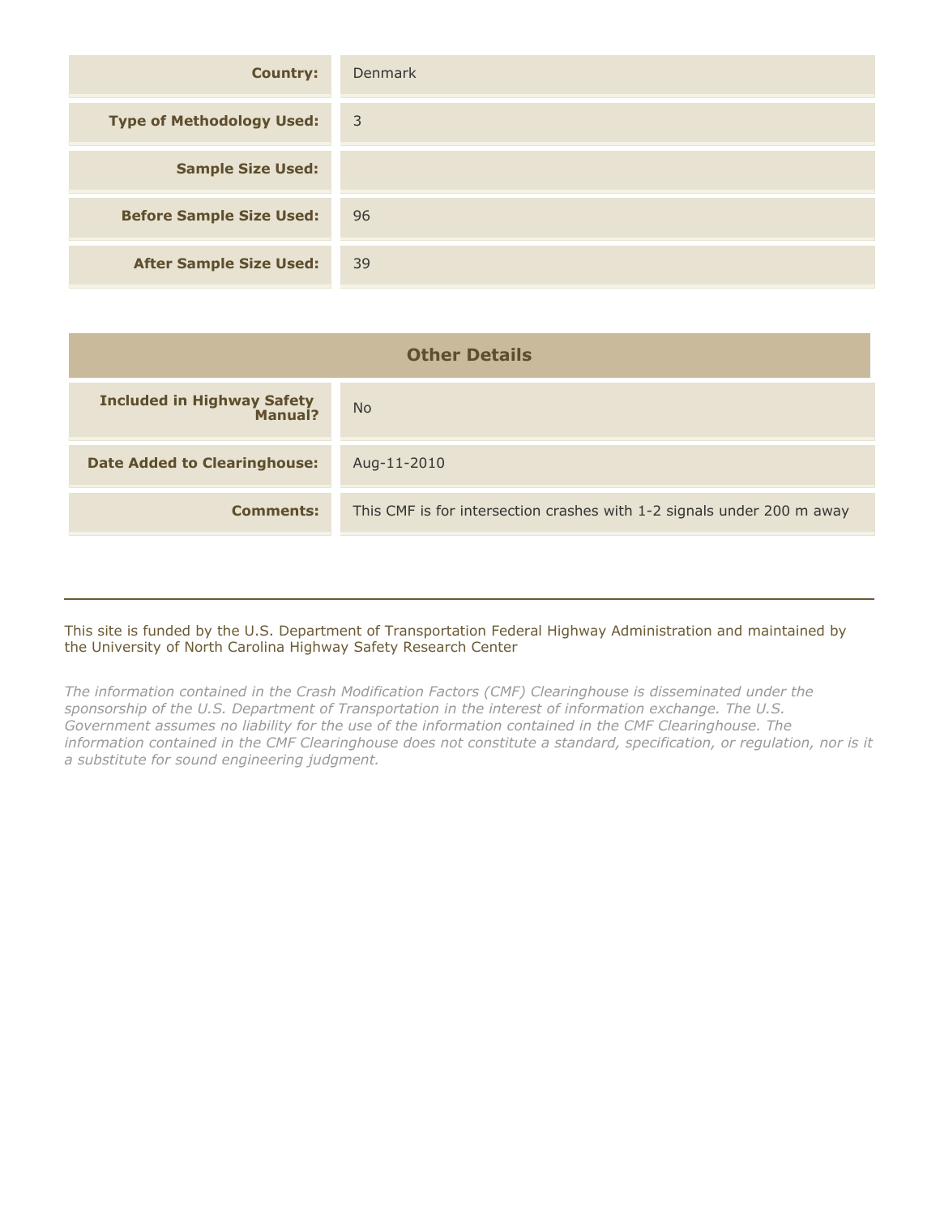| | |
|---|---|
| **Country:** | Denmark |
| **Type of Methodology Used:** | 3 |
| **Sample Size Used:** | |
| **Before Sample Size Used:** | 96 |
| **After Sample Size Used:** | 39 |

## Other Details

| | |
|---|---|
| **Included in Highway Safety Manual?** | No |
| **Date Added to Clearinghouse:** | Aug-11-2010 |
| **Comments:** | This CMF is for intersection crashes with 1-2 signals under 200 m away |

---

This site is funded by the U.S. Department of Transportation Federal Highway Administration and maintained by the University of North Carolina Highway Safety Research Center

*The information contained in the Crash Modification Factors (CMF) Clearinghouse is disseminated under the sponsorship of the U.S. Department of Transportation in the interest of information exchange. The U.S. Government assumes no liability for the use of the information contained in the CMF Clearinghouse. The information contained in the CMF Clearinghouse does not constitute a standard, specification, or regulation, nor is it a substitute for sound engineering judgment.*